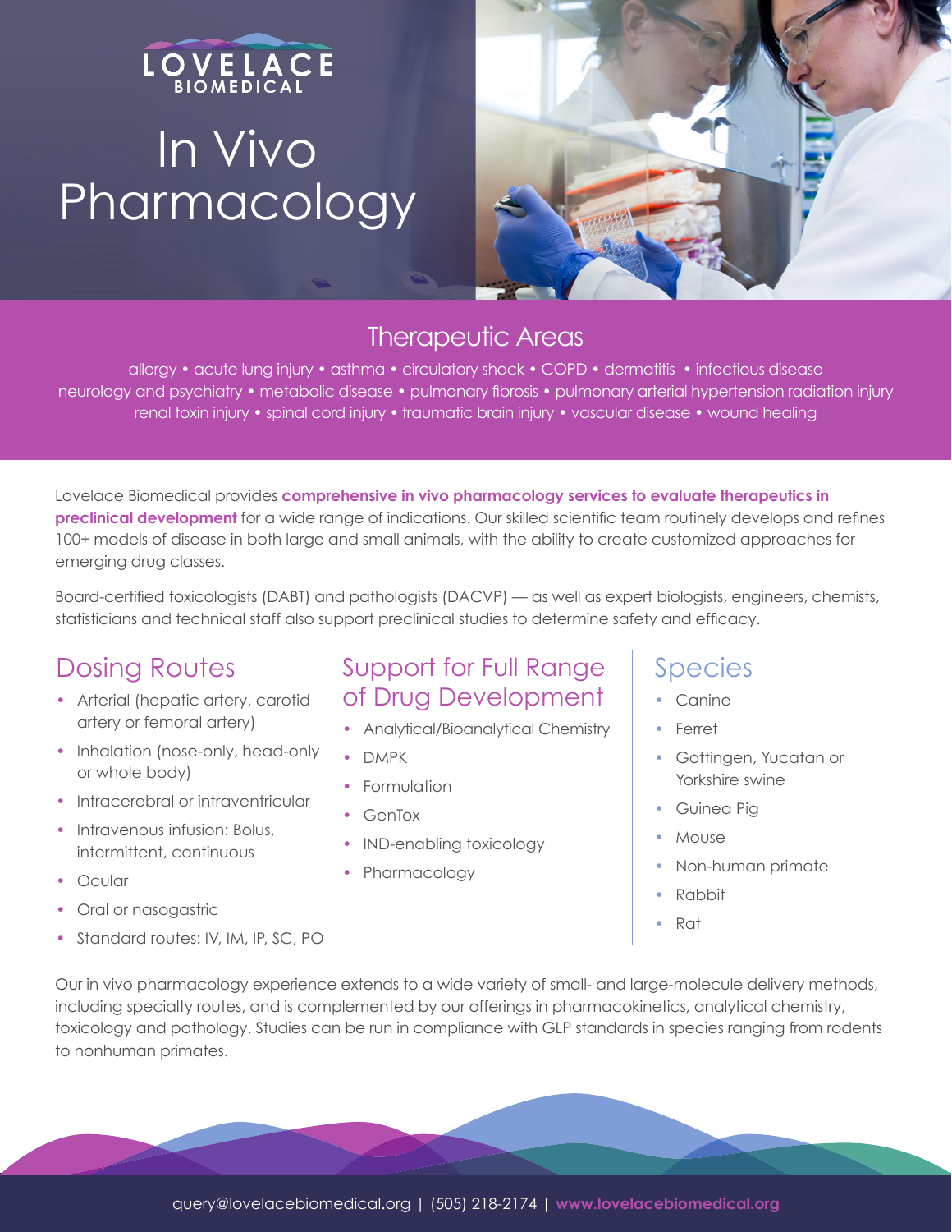LOVELACE BIOMEDICAL

# In Vivo Pharmacology

## Therapeutic Areas

allergy • acute lung injury • asthma • circulatory shock • COPD • dermatitis • infectious disease neurology and psychiatry • metabolic disease • pulmonary fibrosis • pulmonary arterial hypertension radiation injury renal toxin injury • spinal cord injury • traumatic brain injury • vascular disease • wound healing

Lovelace Biomedical provides **comprehensive in vivo pharmacology services to evaluate therapeutics in preclinical development** for a wide range of indications. Our skilled scientific team routinely develops and refines 100+ models of disease in both large and small animals, with the ability to create customized approaches for emerging drug classes.

Board-certified toxicologists (DABT) and pathologists (DACVP) — as well as expert biologists, engineers, chemists, statisticians and technical staff also support preclinical studies to determine safety and efficacy.

## Dosing Routes

- Arterial (hepatic artery, carotid artery or femoral artery)
- Inhalation (nose-only, head-only or whole body)
- Intracerebral or intraventricular
- Intravenous infusion: Bolus, intermittent, continuous
- Ocular
- Oral or nasogastric
- Standard routes: IV, IM, IP, SC, PO

## Support for Full Range of Drug Development

- Analytical/Bioanalytical Chemistry
- DMPK
- Formulation
- GenTox
- IND-enabling toxicology
- Pharmacology

## Species

- Canine
- Ferret
- Gottingen, Yucatan or Yorkshire swine
- Guinea Pig
- Mouse
- Non-human primate
- Rabbit
- Rat

Our in vivo pharmacology experience extends to a wide variety of small- and large-molecule delivery methods, including specialty routes, and is complemented by our offerings in pharmacokinetics, analytical chemistry, toxicology and pathology. Studies can be run in compliance with GLP standards in species ranging from rodents to nonhuman primates.

query@lovelacebiomedical.org | (505) 218-2174 | **www.lovelacebiomedical.org**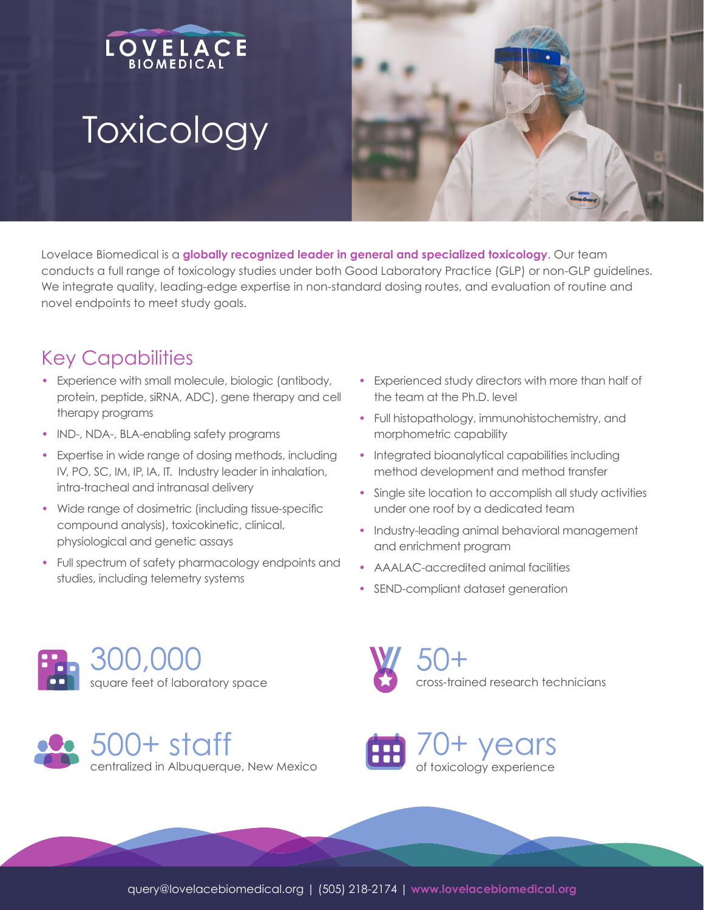LOVELACE BIOMEDICAL

# Toxicology

Lovelace Biomedical is a **globally recognized leader in general and specialized toxicology**. Our team conducts a full range of toxicology studies under both Good Laboratory Practice (GLP) or non-GLP guidelines. We integrate quality, leading-edge expertise in non-standard dosing routes, and evaluation of routine and novel endpoints to meet study goals.

## Key Capabilities

- Experience with small molecule, biologic (antibody, protein, peptide, siRNA, ADC), gene therapy and cell therapy programs
- IND-, NDA-, BLA-enabling safety programs
- Expertise in wide range of dosing methods, including IV, PO, SC, IM, IP, IA, IT. Industry leader in inhalation, intra-tracheal and intranasal delivery
- Wide range of dosimetric (including tissue-specific compound analysis), toxicokinetic, clinical, physiological and genetic assays
- Full spectrum of safety pharmacology endpoints and studies, including telemetry systems
- Experienced study directors with more than half of the team at the Ph.D. level
- Full histopathology, immunohistochemistry, and morphometric capability
- Integrated bioanalytical capabilities including method development and method transfer
- Single site location to accomplish all study activities under one roof by a dedicated team
- Industry-leading animal behavioral management and enrichment program
- AAALAC-accredited animal facilities
- SEND-compliant dataset generation

**300,000**
square feet of laboratory space

**50+**
cross-trained research technicians

**500+ staff**
centralized in Albuquerque, New Mexico

**70+ years**
of toxicology experience

query@lovelacebiomedical.org | (505) 218-2174 | **www.lovelacebiomedical.org**